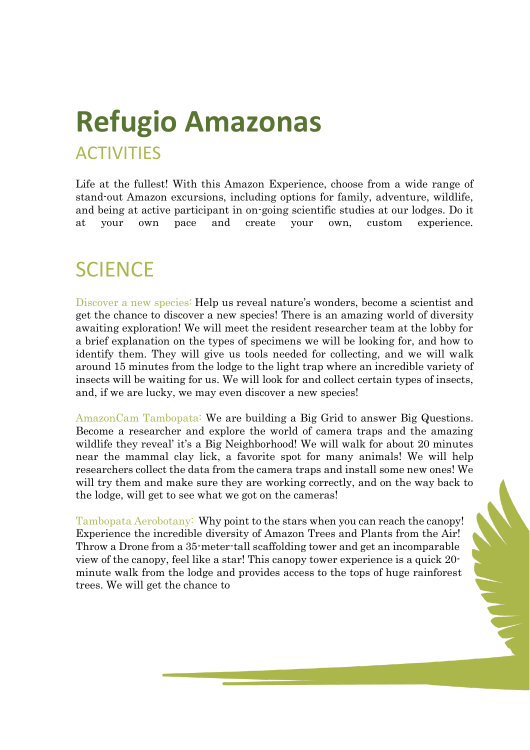# Refugio Amazonas

## ACTIVITIES

Life at the fullest! With this Amazon Experience, choose from a wide range of stand-out Amazon excursions, including options for family, adventure, wildlife, and being at active participant in on-going scientific studies at our lodges. Do it at your own pace and create your own, custom experience.

## SCIENCE

Discover a new species: Help us reveal nature's wonders, become a scientist and get the chance to discover a new species! There is an amazing world of diversity awaiting exploration! We will meet the resident researcher team at the lobby for a brief explanation on the types of specimens we will be looking for, and how to identify them. They will give us tools needed for collecting, and we will walk around 15 minutes from the lodge to the light trap where an incredible variety of insects will be waiting for us. We will look for and collect certain types of insects, and, if we are lucky, we may even discover a new species!

AmazonCam Tambopata: We are building a Big Grid to answer Big Questions. Become a researcher and explore the world of camera traps and the amazing wildlife they reveal' it's a Big Neighborhood! We will walk for about 20 minutes near the mammal clay lick, a favorite spot for many animals! We will help researchers collect the data from the camera traps and install some new ones! We will try them and make sure they are working correctly, and on the way back to the lodge, will get to see what we got on the cameras!

Tambopata Aerobotany: Why point to the stars when you can reach the canopy! Experience the incredible diversity of Amazon Trees and Plants from the Air! Throw a Drone from a 35-meter-tall scaffolding tower and get an incomparable view of the canopy, feel like a star! This canopy tower experience is a quick 20-minute walk from the lodge and provides access to the tops of huge rainforest trees. We will get the chance to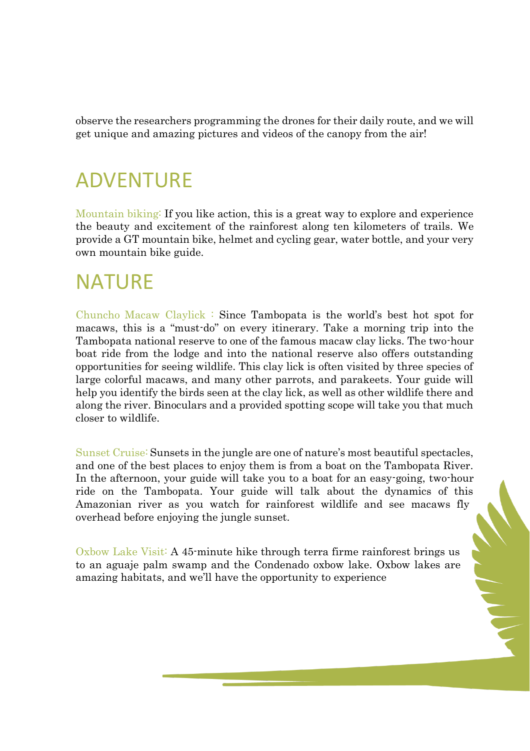observe the researchers programming the drones for their daily route, and we will get unique and amazing pictures and videos of the canopy from the air!

## ADVENTURE

Mountain biking: If you like action, this is a great way to explore and experience the beauty and excitement of the rainforest along ten kilometers of trails. We provide a GT mountain bike, helmet and cycling gear, water bottle, and your very own mountain bike guide.

## NATURE

Chuncho Macaw Claylick : Since Tambopata is the world's best hot spot for macaws, this is a "must-do" on every itinerary. Take a morning trip into the Tambopata national reserve to one of the famous macaw clay licks. The two-hour boat ride from the lodge and into the national reserve also offers outstanding opportunities for seeing wildlife. This clay lick is often visited by three species of large colorful macaws, and many other parrots, and parakeets. Your guide will help you identify the birds seen at the clay lick, as well as other wildlife there and along the river. Binoculars and a provided spotting scope will take you that much closer to wildlife.

Sunset Cruise: Sunsets in the jungle are one of nature's most beautiful spectacles, and one of the best places to enjoy them is from a boat on the Tambopata River. In the afternoon, your guide will take you to a boat for an easy-going, two-hour ride on the Tambopata. Your guide will talk about the dynamics of this Amazonian river as you watch for rainforest wildlife and see macaws fly overhead before enjoying the jungle sunset.

Oxbow Lake Visit: A 45-minute hike through terra firme rainforest brings us to an aguaje palm swamp and the Condenado oxbow lake. Oxbow lakes are amazing habitats, and we'll have the opportunity to experience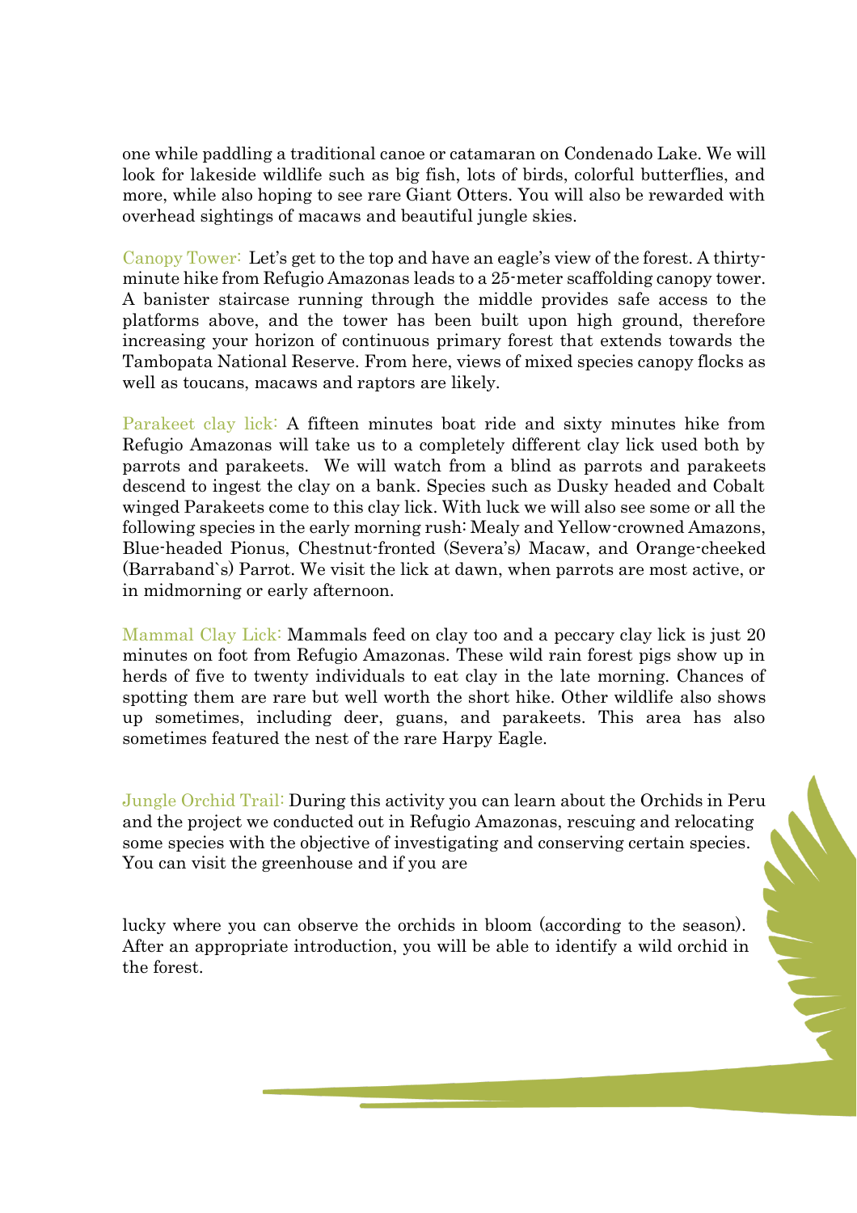one while paddling a traditional canoe or catamaran on Condenado Lake. We will look for lakeside wildlife such as big fish, lots of birds, colorful butterflies, and more, while also hoping to see rare Giant Otters. You will also be rewarded with overhead sightings of macaws and beautiful jungle skies.

Canopy Tower: Let's get to the top and have an eagle's view of the forest. A thirty-minute hike from Refugio Amazonas leads to a 25-meter scaffolding canopy tower. A banister staircase running through the middle provides safe access to the platforms above, and the tower has been built upon high ground, therefore increasing your horizon of continuous primary forest that extends towards the Tambopata National Reserve. From here, views of mixed species canopy flocks as well as toucans, macaws and raptors are likely.

Parakeet clay lick: A fifteen minutes boat ride and sixty minutes hike from Refugio Amazonas will take us to a completely different clay lick used both by parrots and parakeets. We will watch from a blind as parrots and parakeets descend to ingest the clay on a bank. Species such as Dusky headed and Cobalt winged Parakeets come to this clay lick. With luck we will also see some or all the following species in the early morning rush: Mealy and Yellow-crowned Amazons, Blue-headed Pionus, Chestnut-fronted (Severa's) Macaw, and Orange-cheeked (Barraband`s) Parrot. We visit the lick at dawn, when parrots are most active, or in midmorning or early afternoon.

Mammal Clay Lick: Mammals feed on clay too and a peccary clay lick is just 20 minutes on foot from Refugio Amazonas. These wild rain forest pigs show up in herds of five to twenty individuals to eat clay in the late morning. Chances of spotting them are rare but well worth the short hike. Other wildlife also shows up sometimes, including deer, guans, and parakeets. This area has also sometimes featured the nest of the rare Harpy Eagle.

Jungle Orchid Trail: During this activity you can learn about the Orchids in Peru and the project we conducted out in Refugio Amazonas, rescuing and relocating some species with the objective of investigating and conserving certain species. You can visit the greenhouse and if you are

lucky where you can observe the orchids in bloom (according to the season). After an appropriate introduction, you will be able to identify a wild orchid in the forest.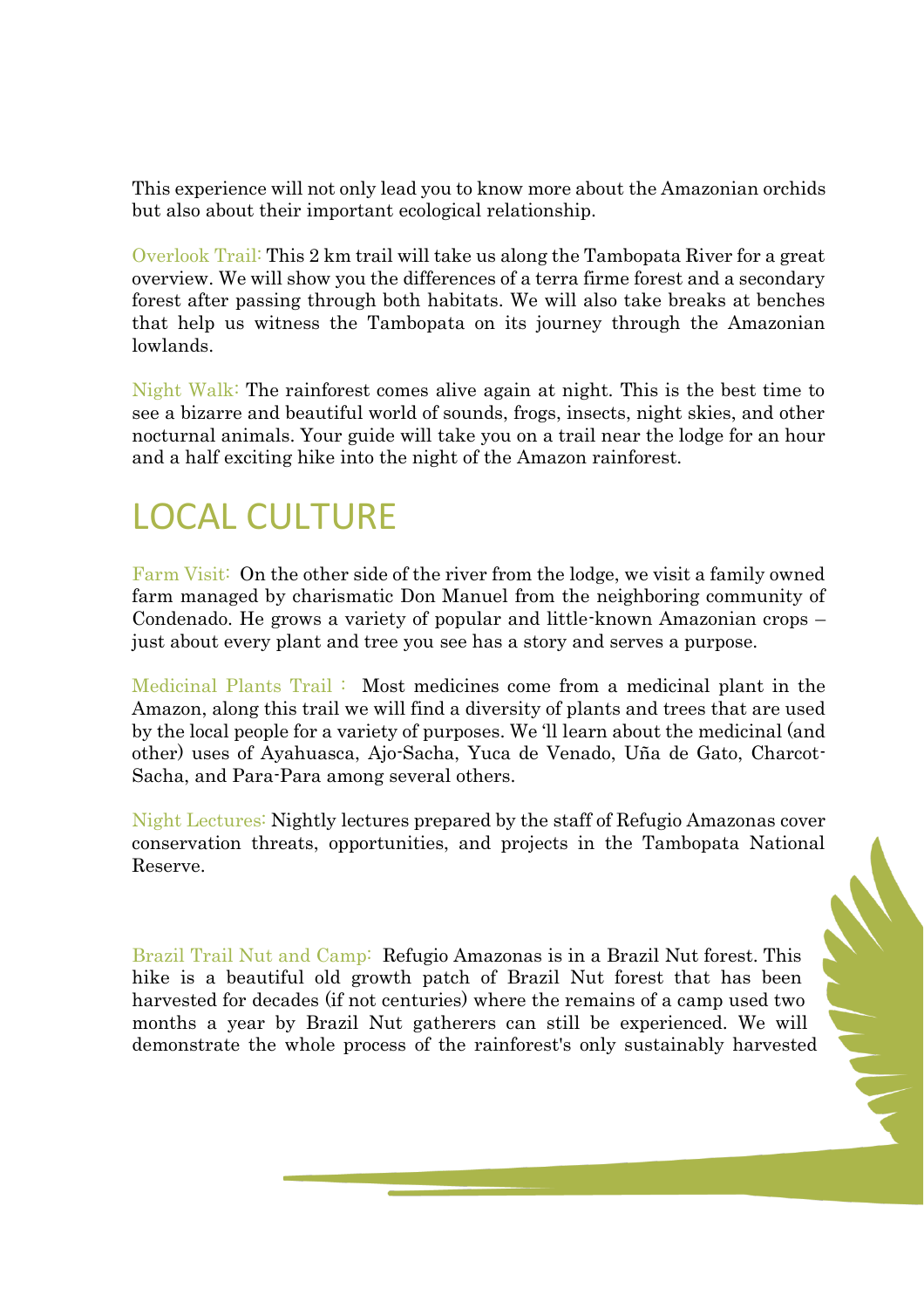This experience will not only lead you to know more about the Amazonian orchids but also about their important ecological relationship.

Overlook Trail: This 2 km trail will take us along the Tambopata River for a great overview. We will show you the differences of a terra firme forest and a secondary forest after passing through both habitats. We will also take breaks at benches that help us witness the Tambopata on its journey through the Amazonian lowlands.

Night Walk: The rainforest comes alive again at night. This is the best time to see a bizarre and beautiful world of sounds, frogs, insects, night skies, and other nocturnal animals. Your guide will take you on a trail near the lodge for an hour and a half exciting hike into the night of the Amazon rainforest.

## LOCAL CULTURE

Farm Visit: On the other side of the river from the lodge, we visit a family owned farm managed by charismatic Don Manuel from the neighboring community of Condenado. He grows a variety of popular and little-known Amazonian crops – just about every plant and tree you see has a story and serves a purpose.

Medicinal Plants Trail : Most medicines come from a medicinal plant in the Amazon, along this trail we will find a diversity of plants and trees that are used by the local people for a variety of purposes. We 'll learn about the medicinal (and other) uses of Ayahuasca, Ajo-Sacha, Yuca de Venado, Uña de Gato, Charcot-Sacha, and Para-Para among several others.

Night Lectures: Nightly lectures prepared by the staff of Refugio Amazonas cover conservation threats, opportunities, and projects in the Tambopata National Reserve.

Brazil Trail Nut and Camp: Refugio Amazonas is in a Brazil Nut forest. This hike is a beautiful old growth patch of Brazil Nut forest that has been harvested for decades (if not centuries) where the remains of a camp used two months a year by Brazil Nut gatherers can still be experienced. We will demonstrate the whole process of the rainforest's only sustainably harvested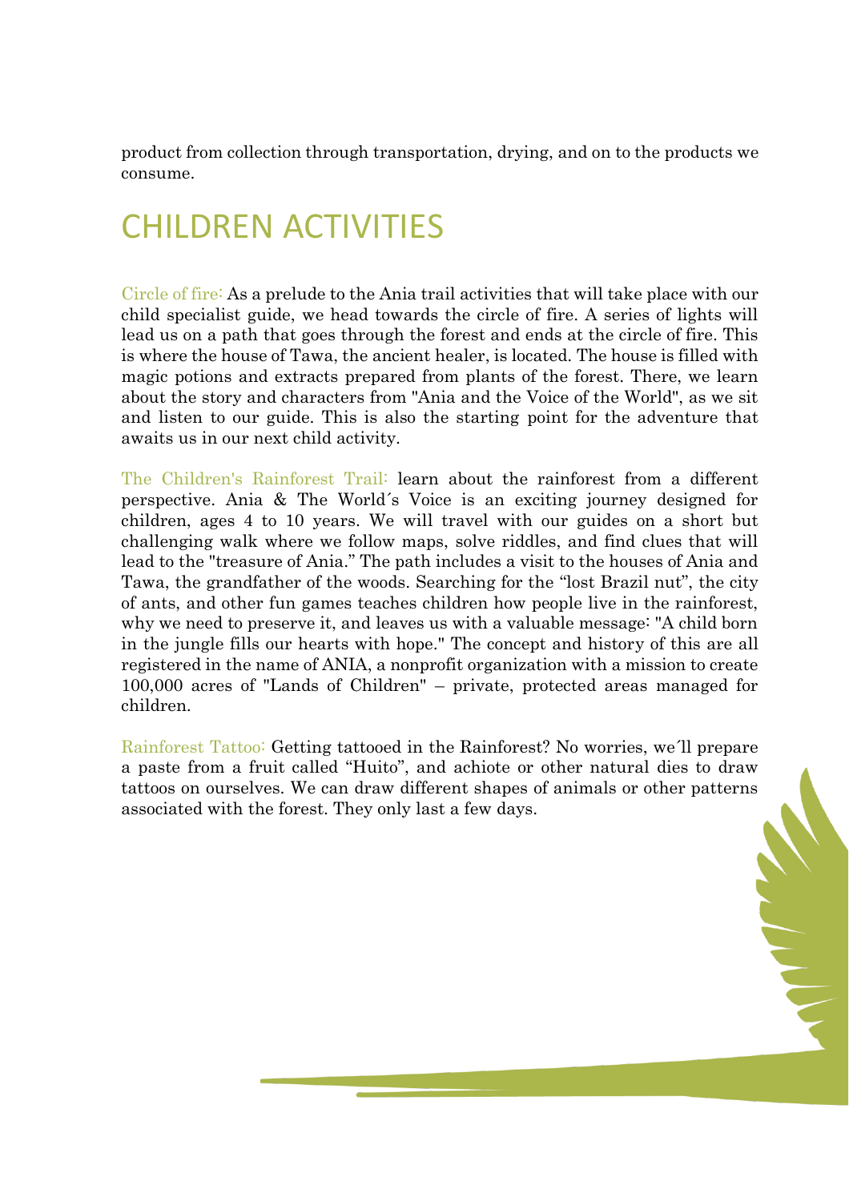product from collection through transportation, drying, and on to the products we consume.

# CHILDREN ACTIVITIES

Circle of fire: As a prelude to the Ania trail activities that will take place with our child specialist guide, we head towards the circle of fire. A series of lights will lead us on a path that goes through the forest and ends at the circle of fire. This is where the house of Tawa, the ancient healer, is located. The house is filled with magic potions and extracts prepared from plants of the forest. There, we learn about the story and characters from "Ania and the Voice of the World", as we sit and listen to our guide. This is also the starting point for the adventure that awaits us in our next child activity.

The Children's Rainforest Trail: learn about the rainforest from a different perspective. Ania & The World´s Voice is an exciting journey designed for children, ages 4 to 10 years. We will travel with our guides on a short but challenging walk where we follow maps, solve riddles, and find clues that will lead to the "treasure of Ania." The path includes a visit to the houses of Ania and Tawa, the grandfather of the woods. Searching for the "lost Brazil nut", the city of ants, and other fun games teaches children how people live in the rainforest, why we need to preserve it, and leaves us with a valuable message: "A child born in the jungle fills our hearts with hope." The concept and history of this are all registered in the name of ANIA, a nonprofit organization with a mission to create 100,000 acres of "Lands of Children" – private, protected areas managed for children.

Rainforest Tattoo: Getting tattooed in the Rainforest? No worries, we´ll prepare a paste from a fruit called "Huito", and achiote or other natural dies to draw tattoos on ourselves. We can draw different shapes of animals or other patterns associated with the forest. They only last a few days.